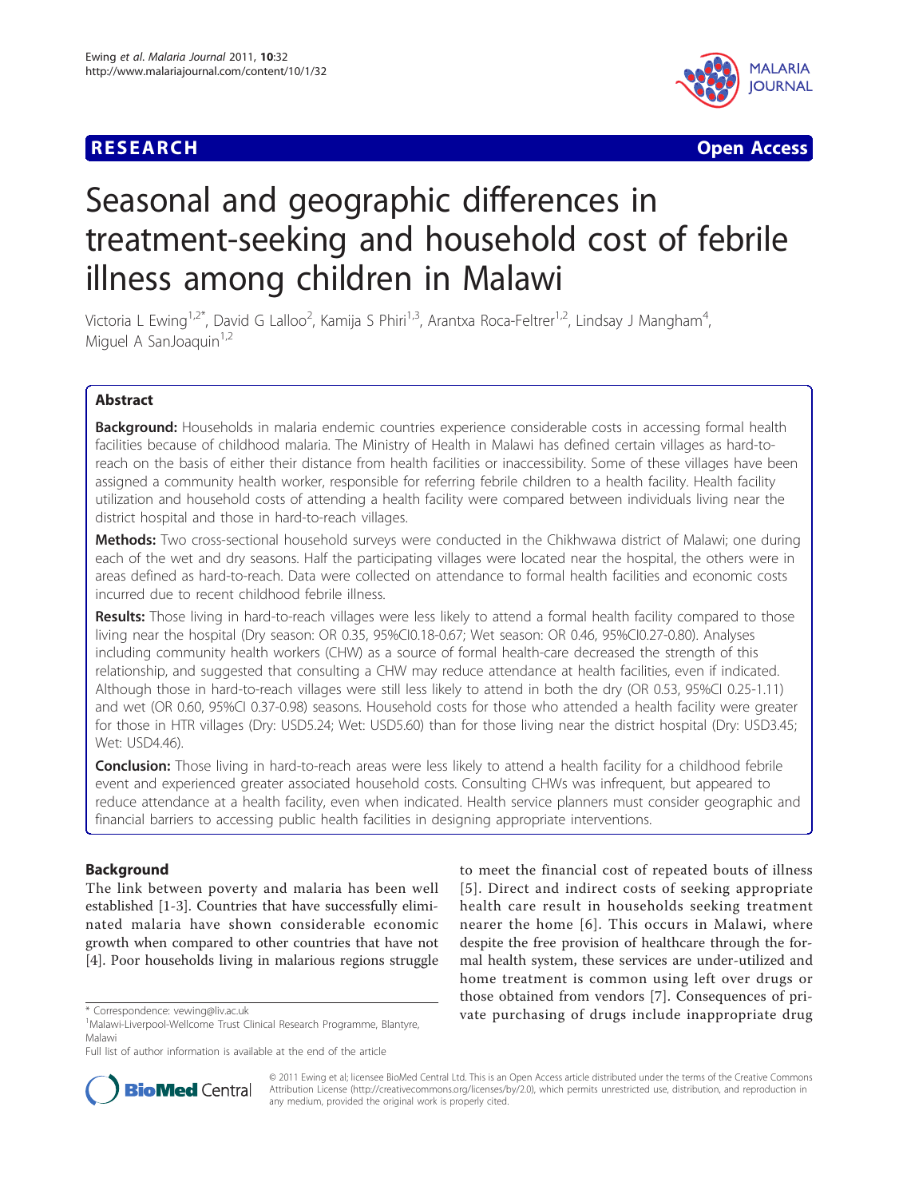**RESEARCH** **Open Access**

# Seasonal and geographic differences in treatment-seeking and household cost of febrile illness among children in Malawi

Victoria L Ewing[1,2*], David G Lalloo[2], Kamija S Phiri[1,3], Arantxa Roca-Feltrer[1,2], Lindsay J Mangham[4], Miguel A SanJoaquin[1,2]

## Abstract

**Background:** Households in malaria endemic countries experience considerable costs in accessing formal health facilities because of childhood malaria. The Ministry of Health in Malawi has defined certain villages as hard-to-reach on the basis of either their distance from health facilities or inaccessibility. Some of these villages have been assigned a community health worker, responsible for referring febrile children to a health facility. Health facility utilization and household costs of attending a health facility were compared between individuals living near the district hospital and those in hard-to-reach villages.

**Methods:** Two cross-sectional household surveys were conducted in the Chikhwawa district of Malawi; one during each of the wet and dry seasons. Half the participating villages were located near the hospital, the others were in areas defined as hard-to-reach. Data were collected on attendance to formal health facilities and economic costs incurred due to recent childhood febrile illness.

**Results:** Those living in hard-to-reach villages were less likely to attend a formal health facility compared to those living near the hospital (Dry season: OR 0.35, 95%CI0.18-0.67; Wet season: OR 0.46, 95%CI0.27-0.80). Analyses including community health workers (CHW) as a source of formal health-care decreased the strength of this relationship, and suggested that consulting a CHW may reduce attendance at health facilities, even if indicated. Although those in hard-to-reach villages were still less likely to attend in both the dry (OR 0.53, 95%CI 0.25-1.11) and wet (OR 0.60, 95%CI 0.37-0.98) seasons. Household costs for those who attended a health facility were greater for those in HTR villages (Dry: USD5.24; Wet: USD5.60) than for those living near the district hospital (Dry: USD3.45; Wet: USD4.46).

**Conclusion:** Those living in hard-to-reach areas were less likely to attend a health facility for a childhood febrile event and experienced greater associated household costs. Consulting CHWs was infrequent, but appeared to reduce attendance at a health facility, even when indicated. Health service planners must consider geographic and financial barriers to accessing public health facilities in designing appropriate interventions.

## Background

The link between poverty and malaria has been well established [1-3]. Countries that have successfully eliminated malaria have shown considerable economic growth when compared to other countries that have not [4]. Poor households living in malarious regions struggle to meet the financial cost of repeated bouts of illness [5]. Direct and indirect costs of seeking appropriate health care result in households seeking treatment nearer the home [6]. This occurs in Malawi, where despite the free provision of healthcare through the formal health system, these services are under-utilized and home treatment is common using left over drugs or those obtained from vendors [7]. Consequences of private purchasing of drugs include inappropriate drug

\* Correspondence: vewing@liv.ac.uk
[1]Malawi-Liverpool-Wellcome Trust Clinical Research Programme, Blantyre, Malawi
Full list of author information is available at the end of the article

© 2011 Ewing et al; licensee BioMed Central Ltd. This is an Open Access article distributed under the terms of the Creative Commons Attribution License (http://creativecommons.org/licenses/by/2.0), which permits unrestricted use, distribution, and reproduction in any medium, provided the original work is properly cited.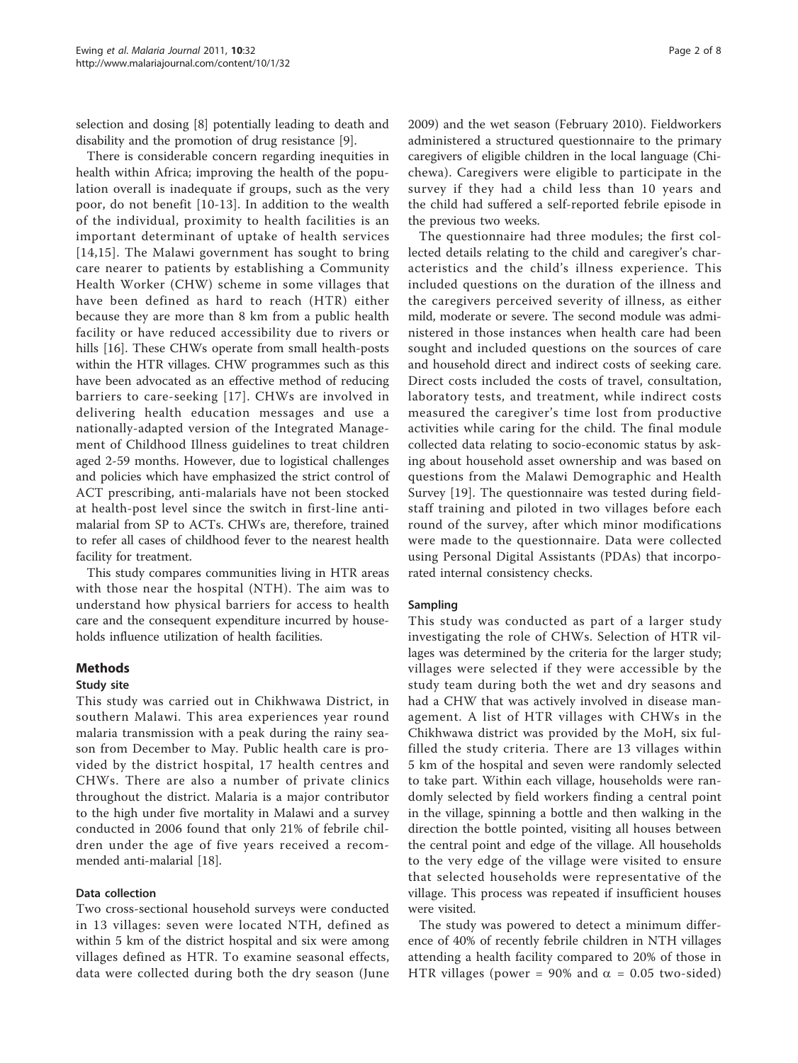selection and dosing [8] potentially leading to death and disability and the promotion of drug resistance [9].

There is considerable concern regarding inequities in health within Africa; improving the health of the population overall is inadequate if groups, such as the very poor, do not benefit [10-13]. In addition to the wealth of the individual, proximity to health facilities is an important determinant of uptake of health services [14,15]. The Malawi government has sought to bring care nearer to patients by establishing a Community Health Worker (CHW) scheme in some villages that have been defined as hard to reach (HTR) either because they are more than 8 km from a public health facility or have reduced accessibility due to rivers or hills [16]. These CHWs operate from small health-posts within the HTR villages. CHW programmes such as this have been advocated as an effective method of reducing barriers to care-seeking [17]. CHWs are involved in delivering health education messages and use a nationally-adapted version of the Integrated Management of Childhood Illness guidelines to treat children aged 2-59 months. However, due to logistical challenges and policies which have emphasized the strict control of ACT prescribing, anti-malarials have not been stocked at health-post level since the switch in first-line anti-malarial from SP to ACTs. CHWs are, therefore, trained to refer all cases of childhood fever to the nearest health facility for treatment.

This study compares communities living in HTR areas with those near the hospital (NTH). The aim was to understand how physical barriers for access to health care and the consequent expenditure incurred by households influence utilization of health facilities.

## Methods

### Study site

This study was carried out in Chikhwawa District, in southern Malawi. This area experiences year round malaria transmission with a peak during the rainy season from December to May. Public health care is provided by the district hospital, 17 health centres and CHWs. There are also a number of private clinics throughout the district. Malaria is a major contributor to the high under five mortality in Malawi and a survey conducted in 2006 found that only 21% of febrile children under the age of five years received a recommended anti-malarial [18].

### Data collection

Two cross-sectional household surveys were conducted in 13 villages: seven were located NTH, defined as within 5 km of the district hospital and six were among villages defined as HTR. To examine seasonal effects, data were collected during both the dry season (June 2009) and the wet season (February 2010). Fieldworkers administered a structured questionnaire to the primary caregivers of eligible children in the local language (Chichewa). Caregivers were eligible to participate in the survey if they had a child less than 10 years and the child had suffered a self-reported febrile episode in the previous two weeks.

The questionnaire had three modules; the first collected details relating to the child and caregiver's characteristics and the child's illness experience. This included questions on the duration of the illness and the caregivers perceived severity of illness, as either mild, moderate or severe. The second module was administered in those instances when health care had been sought and included questions on the sources of care and household direct and indirect costs of seeking care. Direct costs included the costs of travel, consultation, laboratory tests, and treatment, while indirect costs measured the caregiver's time lost from productive activities while caring for the child. The final module collected data relating to socio-economic status by asking about household asset ownership and was based on questions from the Malawi Demographic and Health Survey [19]. The questionnaire was tested during field-staff training and piloted in two villages before each round of the survey, after which minor modifications were made to the questionnaire. Data were collected using Personal Digital Assistants (PDAs) that incorporated internal consistency checks.

### Sampling

This study was conducted as part of a larger study investigating the role of CHWs. Selection of HTR villages was determined by the criteria for the larger study; villages were selected if they were accessible by the study team during both the wet and dry seasons and had a CHW that was actively involved in disease management. A list of HTR villages with CHWs in the Chikhwawa district was provided by the MoH, six fulfilled the study criteria. There are 13 villages within 5 km of the hospital and seven were randomly selected to take part. Within each village, households were randomly selected by field workers finding a central point in the village, spinning a bottle and then walking in the direction the bottle pointed, visiting all houses between the central point and edge of the village. All households to the very edge of the village were visited to ensure that selected households were representative of the village. This process was repeated if insufficient houses were visited.

The study was powered to detect a minimum difference of 40% of recently febrile children in NTH villages attending a health facility compared to 20% of those in HTR villages (power = 90% and $\alpha$ = 0.05 two-sided)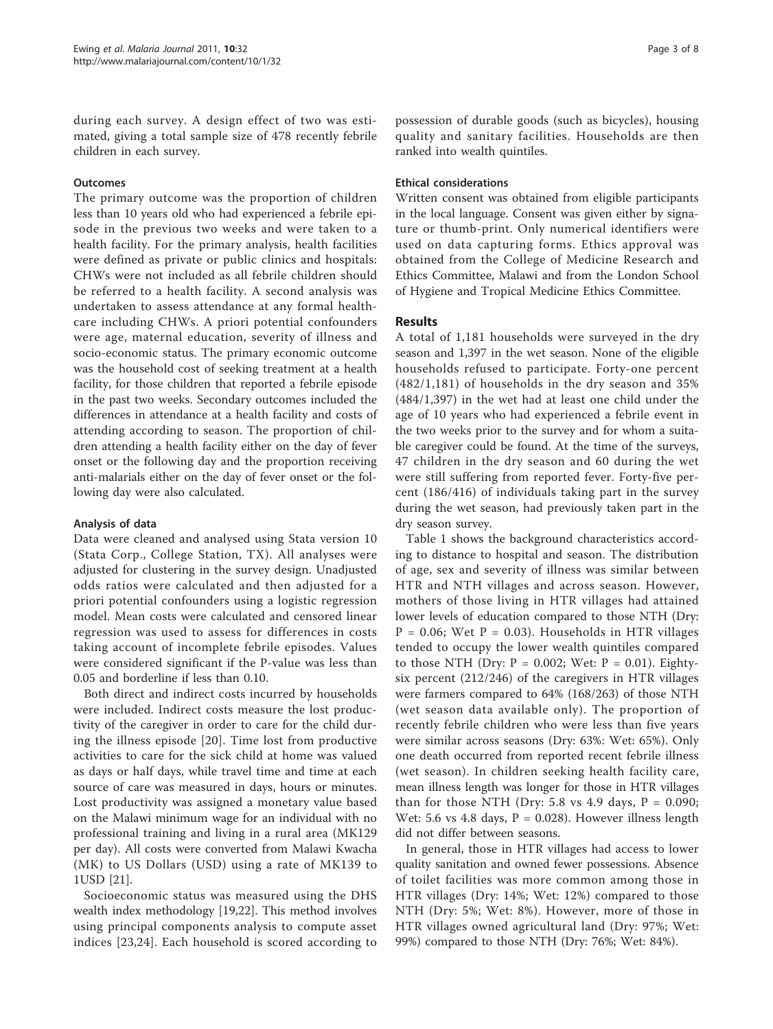during each survey. A design effect of two was estimated, giving a total sample size of 478 recently febrile children in each survey.

### Outcomes

The primary outcome was the proportion of children less than 10 years old who had experienced a febrile episode in the previous two weeks and were taken to a health facility. For the primary analysis, health facilities were defined as private or public clinics and hospitals: CHWs were not included as all febrile children should be referred to a health facility. A second analysis was undertaken to assess attendance at any formal healthcare including CHWs. A priori potential confounders were age, maternal education, severity of illness and socio-economic status. The primary economic outcome was the household cost of seeking treatment at a health facility, for those children that reported a febrile episode in the past two weeks. Secondary outcomes included the differences in attendance at a health facility and costs of attending according to season. The proportion of children attending a health facility either on the day of fever onset or the following day and the proportion receiving anti-malarials either on the day of fever onset or the following day were also calculated.

### Analysis of data

Data were cleaned and analysed using Stata version 10 (Stata Corp., College Station, TX). All analyses were adjusted for clustering in the survey design. Unadjusted odds ratios were calculated and then adjusted for a priori potential confounders using a logistic regression model. Mean costs were calculated and censored linear regression was used to assess for differences in costs taking account of incomplete febrile episodes. Values were considered significant if the P-value was less than 0.05 and borderline if less than 0.10.

Both direct and indirect costs incurred by households were included. Indirect costs measure the lost productivity of the caregiver in order to care for the child during the illness episode [20]. Time lost from productive activities to care for the sick child at home was valued as days or half days, while travel time and time at each source of care was measured in days, hours or minutes. Lost productivity was assigned a monetary value based on the Malawi minimum wage for an individual with no professional training and living in a rural area (MK129 per day). All costs were converted from Malawi Kwacha (MK) to US Dollars (USD) using a rate of MK139 to 1USD [21].

Socioeconomic status was measured using the DHS wealth index methodology [19,22]. This method involves using principal components analysis to compute asset indices [23,24]. Each household is scored according to possession of durable goods (such as bicycles), housing quality and sanitary facilities. Households are then ranked into wealth quintiles.

### Ethical considerations

Written consent was obtained from eligible participants in the local language. Consent was given either by signature or thumb-print. Only numerical identifiers were used on data capturing forms. Ethics approval was obtained from the College of Medicine Research and Ethics Committee, Malawi and from the London School of Hygiene and Tropical Medicine Ethics Committee.

## Results

A total of 1,181 households were surveyed in the dry season and 1,397 in the wet season. None of the eligible households refused to participate. Forty-one percent (482/1,181) of households in the dry season and 35% (484/1,397) in the wet had at least one child under the age of 10 years who had experienced a febrile event in the two weeks prior to the survey and for whom a suitable caregiver could be found. At the time of the surveys, 47 children in the dry season and 60 during the wet were still suffering from reported fever. Forty-five percent (186/416) of individuals taking part in the survey during the wet season, had previously taken part in the dry season survey.

Table 1 shows the background characteristics according to distance to hospital and season. The distribution of age, sex and severity of illness was similar between HTR and NTH villages and across season. However, mothers of those living in HTR villages had attained lower levels of education compared to those NTH (Dry: P = 0.06; Wet P = 0.03). Households in HTR villages tended to occupy the lower wealth quintiles compared to those NTH (Dry: P = 0.002; Wet: P = 0.01). Eighty-six percent (212/246) of the caregivers in HTR villages were farmers compared to 64% (168/263) of those NTH (wet season data available only). The proportion of recently febrile children who were less than five years were similar across seasons (Dry: 63%: Wet: 65%). Only one death occurred from reported recent febrile illness (wet season). In children seeking health facility care, mean illness length was longer for those in HTR villages than for those NTH (Dry: 5.8 vs 4.9 days, P = 0.090; Wet: 5.6 vs 4.8 days, P = 0.028). However illness length did not differ between seasons.

In general, those in HTR villages had access to lower quality sanitation and owned fewer possessions. Absence of toilet facilities was more common among those in HTR villages (Dry: 14%; Wet: 12%) compared to those NTH (Dry: 5%; Wet: 8%). However, more of those in HTR villages owned agricultural land (Dry: 97%; Wet: 99%) compared to those NTH (Dry: 76%; Wet: 84%).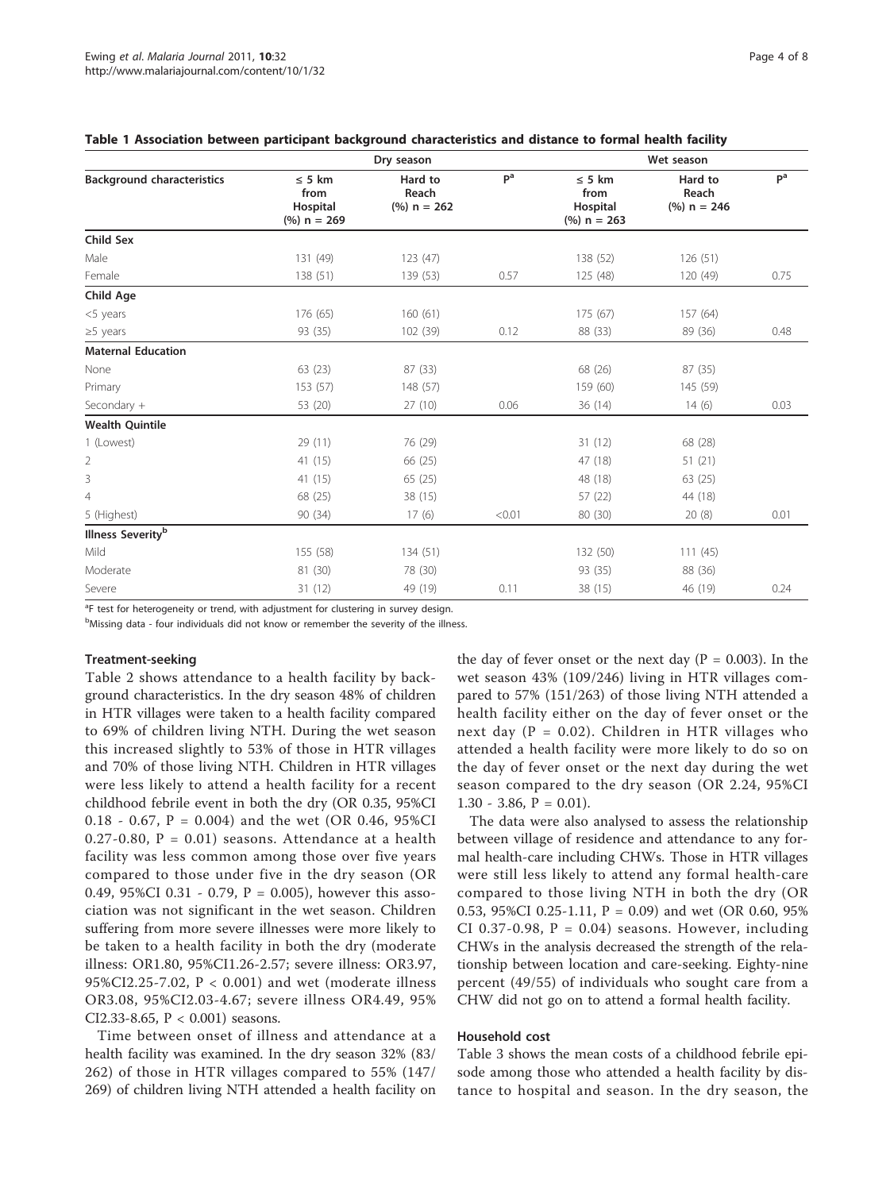**Table 1 Association between participant background characteristics and distance to formal health facility**

| | Dry season | | | Wet season | | |
|---|---|---|---|---|---|---|
| **Background characteristics** | ≤ 5 km from Hospital (%) n = 269 | Hard to Reach (%) n = 262 | P[a] | ≤ 5 km from Hospital (%) n = 263 | Hard to Reach (%) n = 246 | P[a] |
| **Child Sex** | | | | | | |
| Male | 131 (49) | 123 (47) | | 138 (52) | 126 (51) | |
| Female | 138 (51) | 139 (53) | 0.57 | 125 (48) | 120 (49) | 0.75 |
| **Child Age** | | | | | | |
| <5 years | 176 (65) | 160 (61) | | 175 (67) | 157 (64) | |
| ≥5 years | 93 (35) | 102 (39) | 0.12 | 88 (33) | 89 (36) | 0.48 |
| **Maternal Education** | | | | | | |
| None | 63 (23) | 87 (33) | | 68 (26) | 87 (35) | |
| Primary | 153 (57) | 148 (57) | | 159 (60) | 145 (59) | |
| Secondary + | 53 (20) | 27 (10) | 0.06 | 36 (14) | 14 (6) | 0.03 |
| **Wealth Quintile** | | | | | | |
| 1 (Lowest) | 29 (11) | 76 (29) | | 31 (12) | 68 (28) | |
| 2 | 41 (15) | 66 (25) | | 47 (18) | 51 (21) | |
| 3 | 41 (15) | 65 (25) | | 48 (18) | 63 (25) | |
| 4 | 68 (25) | 38 (15) | | 57 (22) | 44 (18) | |
| 5 (Highest) | 90 (34) | 17 (6) | <0.01 | 80 (30) | 20 (8) | 0.01 |
| **Illness Severity[b]** | | | | | | |
| Mild | 155 (58) | 134 (51) | | 132 (50) | 111 (45) | |
| Moderate | 81 (30) | 78 (30) | | 93 (35) | 88 (36) | |
| Severe | 31 (12) | 49 (19) | 0.11 | 38 (15) | 46 (19) | 0.24 |

[a]F test for heterogeneity or trend, with adjustment for clustering in survey design.

[b]Missing data - four individuals did not know or remember the severity of the illness.

#### Treatment-seeking

Table 2 shows attendance to a health facility by background characteristics. In the dry season 48% of children in HTR villages were taken to a health facility compared to 69% of children living NTH. During the wet season this increased slightly to 53% of those in HTR villages and 70% of those living NTH. Children in HTR villages were less likely to attend a health facility for a recent childhood febrile event in both the dry (OR 0.35, 95%CI 0.18 - 0.67, P = 0.004) and the wet (OR 0.46, 95%CI 0.27-0.80, P = 0.01) seasons. Attendance at a health facility was less common among those over five years compared to those under five in the dry season (OR 0.49, 95%CI 0.31 - 0.79, P = 0.005), however this association was not significant in the wet season. Children suffering from more severe illnesses were more likely to be taken to a health facility in both the dry (moderate illness: OR1.80, 95%CI1.26-2.57; severe illness: OR3.97, 95%CI2.25-7.02, P < 0.001) and wet (moderate illness OR3.08, 95%CI2.03-4.67; severe illness OR4.49, 95% CI2.33-8.65, P < 0.001) seasons.

Time between onset of illness and attendance at a health facility was examined. In the dry season 32% (83/262) of those in HTR villages compared to 55% (147/269) of children living NTH attended a health facility on the day of fever onset or the next day (P = 0.003). In the wet season 43% (109/246) living in HTR villages compared to 57% (151/263) of those living NTH attended a health facility either on the day of fever onset or the next day (P = 0.02). Children in HTR villages who attended a health facility were more likely to do so on the day of fever onset or the next day during the wet season compared to the dry season (OR 2.24, 95%CI 1.30 - 3.86, P = 0.01).

The data were also analysed to assess the relationship between village of residence and attendance to any formal health-care including CHWs. Those in HTR villages were still less likely to attend any formal health-care compared to those living NTH in both the dry (OR 0.53, 95%CI 0.25-1.11, P = 0.09) and wet (OR 0.60, 95% CI 0.37-0.98, P = 0.04) seasons. However, including CHWs in the analysis decreased the strength of the relationship between location and care-seeking. Eighty-nine percent (49/55) of individuals who sought care from a CHW did not go on to attend a formal health facility.

#### Household cost

Table 3 shows the mean costs of a childhood febrile episode among those who attended a health facility by distance to hospital and season. In the dry season, the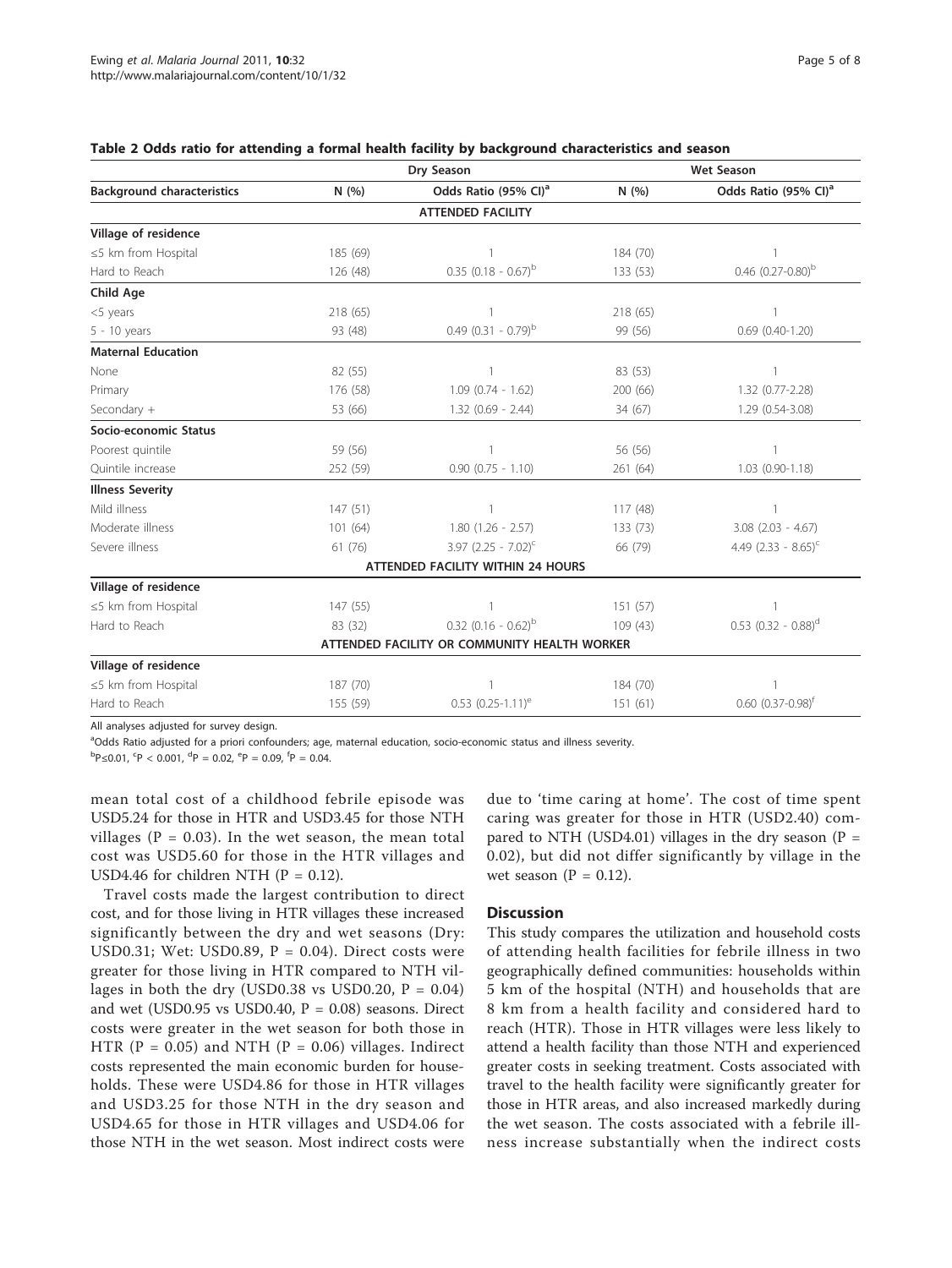**Table 2 Odds ratio for attending a formal health facility by background characteristics and season**

| Background characteristics | Dry Season N (%) | Dry Season Odds Ratio (95% CI)[a] | Wet Season N (%) | Wet Season Odds Ratio (95% CI)[a] |
|---|---|---|---|---|
| **ATTENDED FACILITY** | | | | |
| **Village of residence** | | | | |
| ≤5 km from Hospital | 185 (69) | 1 | 184 (70) | 1 |
| Hard to Reach | 126 (48) | 0.35 (0.18 - 0.67)[b] | 133 (53) | 0.46 (0.27-0.80)[b] |
| **Child Age** | | | | |
| <5 years | 218 (65) | 1 | 218 (65) | 1 |
| 5 - 10 years | 93 (48) | 0.49 (0.31 - 0.79)[b] | 99 (56) | 0.69 (0.40-1.20) |
| **Maternal Education** | | | | |
| None | 82 (55) | 1 | 83 (53) | 1 |
| Primary | 176 (58) | 1.09 (0.74 - 1.62) | 200 (66) | 1.32 (0.77-2.28) |
| Secondary + | 53 (66) | 1.32 (0.69 - 2.44) | 34 (67) | 1.29 (0.54-3.08) |
| **Socio-economic Status** | | | | |
| Poorest quintile | 59 (56) | 1 | 56 (56) | 1 |
| Quintile increase | 252 (59) | 0.90 (0.75 - 1.10) | 261 (64) | 1.03 (0.90-1.18) |
| **Illness Severity** | | | | |
| Mild illness | 147 (51) | 1 | 117 (48) | 1 |
| Moderate illness | 101 (64) | 1.80 (1.26 - 2.57) | 133 (73) | 3.08 (2.03 - 4.67) |
| Severe illness | 61 (76) | 3.97 (2.25 - 7.02)[c] | 66 (79) | 4.49 (2.33 - 8.65)[c] |
| **ATTENDED FACILITY WITHIN 24 HOURS** | | | | |
| **Village of residence** | | | | |
| ≤5 km from Hospital | 147 (55) | 1 | 151 (57) | 1 |
| Hard to Reach | 83 (32) | 0.32 (0.16 - 0.62)[b] | 109 (43) | 0.53 (0.32 - 0.88)[d] |
| **ATTENDED FACILITY OR COMMUNITY HEALTH WORKER** | | | | |
| **Village of residence** | | | | |
| ≤5 km from Hospital | 187 (70) | 1 | 184 (70) | 1 |
| Hard to Reach | 155 (59) | 0.53 (0.25-1.11)[e] | 151 (61) | 0.60 (0.37-0.98)[f] |

All analyses adjusted for survey design.

[a]Odds Ratio adjusted for a priori confounders; age, maternal education, socio-economic status and illness severity.

[b]$P \leq 0.01$, [c]$P < 0.001$, [d]$P = 0.02$, [e]$P = 0.09$, [f]$P = 0.04$.

mean total cost of a childhood febrile episode was USD5.24 for those in HTR and USD3.45 for those NTH villages ($P = 0.03$). In the wet season, the mean total cost was USD5.60 for those in the HTR villages and USD4.46 for children NTH ($P = 0.12$).

Travel costs made the largest contribution to direct cost, and for those living in HTR villages these increased significantly between the dry and wet seasons (Dry: USD0.31; Wet: USD0.89, $P = 0.04$). Direct costs were greater for those living in HTR compared to NTH villages in both the dry (USD0.38 vs USD0.20, $P = 0.04$) and wet (USD0.95 vs USD0.40, $P = 0.08$) seasons. Direct costs were greater in the wet season for both those in HTR ($P = 0.05$) and NTH ($P = 0.06$) villages. Indirect costs represented the main economic burden for households. These were USD4.86 for those in HTR villages and USD3.25 for those NTH in the dry season and USD4.65 for those in HTR villages and USD4.06 for those NTH in the wet season. Most indirect costs were due to 'time caring at home'. The cost of time spent caring was greater for those in HTR (USD2.40) compared to NTH (USD4.01) villages in the dry season ($P = 0.02$), but did not differ significantly by village in the wet season ($P = 0.12$).

## Discussion

This study compares the utilization and household costs of attending health facilities for febrile illness in two geographically defined communities: households within 5 km of the hospital (NTH) and households that are 8 km from a health facility and considered hard to reach (HTR). Those in HTR villages were less likely to attend a health facility than those NTH and experienced greater costs in seeking treatment. Costs associated with travel to the health facility were significantly greater for those in HTR areas, and also increased markedly during the wet season. The costs associated with a febrile illness increase substantially when the indirect costs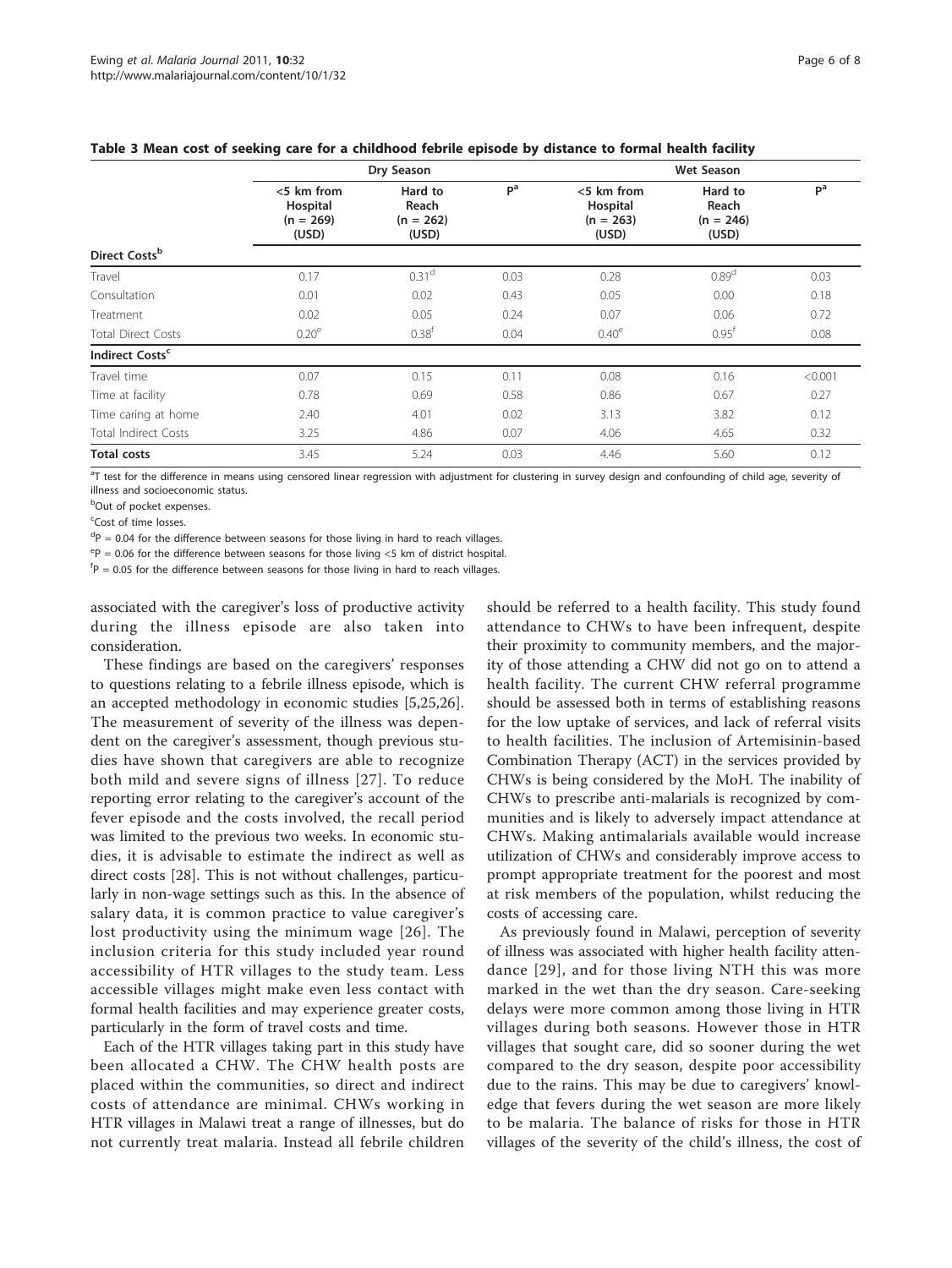**Table 3 Mean cost of seeking care for a childhood febrile episode by distance to formal health facility**

| | Dry Season | | | Wet Season | | |
|---|---|---|---|---|---|---|
| | <5 km from Hospital (n = 269) (USD) | Hard to Reach (n = 262) (USD) | P[a] | <5 km from Hospital (n = 263) (USD) | Hard to Reach (n = 246) (USD) | P[a] |
| **Direct Costs[b]** | | | | | | |
| Travel | 0.17 | 0.31[d] | 0.03 | 0.28 | 0.89[d] | 0.03 |
| Consultation | 0.01 | 0.02 | 0.43 | 0.05 | 0.00 | 0.18 |
| Treatment | 0.02 | 0.05 | 0.24 | 0.07 | 0.06 | 0.72 |
| Total Direct Costs | 0.20[e] | 0.38[f] | 0.04 | 0.40[e] | 0.95[f] | 0.08 |
| **Indirect Costs[c]** | | | | | | |
| Travel time | 0.07 | 0.15 | 0.11 | 0.08 | 0.16 | <0.001 |
| Time at facility | 0.78 | 0.69 | 0.58 | 0.86 | 0.67 | 0.27 |
| Time caring at home | 2.40 | 4.01 | 0.02 | 3.13 | 3.82 | 0.12 |
| Total Indirect Costs | 3.25 | 4.86 | 0.07 | 4.06 | 4.65 | 0.32 |
| **Total costs** | 3.45 | 5.24 | 0.03 | 4.46 | 5.60 | 0.12 |

[a]T test for the difference in means using censored linear regression with adjustment for clustering in survey design and confounding of child age, severity of illness and socioeconomic status.

[b]Out of pocket expenses.

[c]Cost of time losses.

[d]P = 0.04 for the difference between seasons for those living in hard to reach villages.

[e]P = 0.06 for the difference between seasons for those living <5 km of district hospital.

[f]P = 0.05 for the difference between seasons for those living in hard to reach villages.

associated with the caregiver's loss of productive activity during the illness episode are also taken into consideration.

These findings are based on the caregivers' responses to questions relating to a febrile illness episode, which is an accepted methodology in economic studies [5,25,26]. The measurement of severity of the illness was dependent on the caregiver's assessment, though previous studies have shown that caregivers are able to recognize both mild and severe signs of illness [27]. To reduce reporting error relating to the caregiver's account of the fever episode and the costs involved, the recall period was limited to the previous two weeks. In economic studies, it is advisable to estimate the indirect as well as direct costs [28]. This is not without challenges, particularly in non-wage settings such as this. In the absence of salary data, it is common practice to value caregiver's lost productivity using the minimum wage [26]. The inclusion criteria for this study included year round accessibility of HTR villages to the study team. Less accessible villages might make even less contact with formal health facilities and may experience greater costs, particularly in the form of travel costs and time.

Each of the HTR villages taking part in this study have been allocated a CHW. The CHW health posts are placed within the communities, so direct and indirect costs of attendance are minimal. CHWs working in HTR villages in Malawi treat a range of illnesses, but do not currently treat malaria. Instead all febrile children should be referred to a health facility. This study found attendance to CHWs to have been infrequent, despite their proximity to community members, and the majority of those attending a CHW did not go on to attend a health facility. The current CHW referral programme should be assessed both in terms of establishing reasons for the low uptake of services, and lack of referral visits to health facilities. The inclusion of Artemisinin-based Combination Therapy (ACT) in the services provided by CHWs is being considered by the MoH. The inability of CHWs to prescribe anti-malarials is recognized by communities and is likely to adversely impact attendance at CHWs. Making antimalarials available would increase utilization of CHWs and considerably improve access to prompt appropriate treatment for the poorest and most at risk members of the population, whilst reducing the costs of accessing care.

As previously found in Malawi, perception of severity of illness was associated with higher health facility attendance [29], and for those living NTH this was more marked in the wet than the dry season. Care-seeking delays were more common among those living in HTR villages during both seasons. However those in HTR villages that sought care, did so sooner during the wet compared to the dry season, despite poor accessibility due to the rains. This may be due to caregivers' knowledge that fevers during the wet season are more likely to be malaria. The balance of risks for those in HTR villages of the severity of the child's illness, the cost of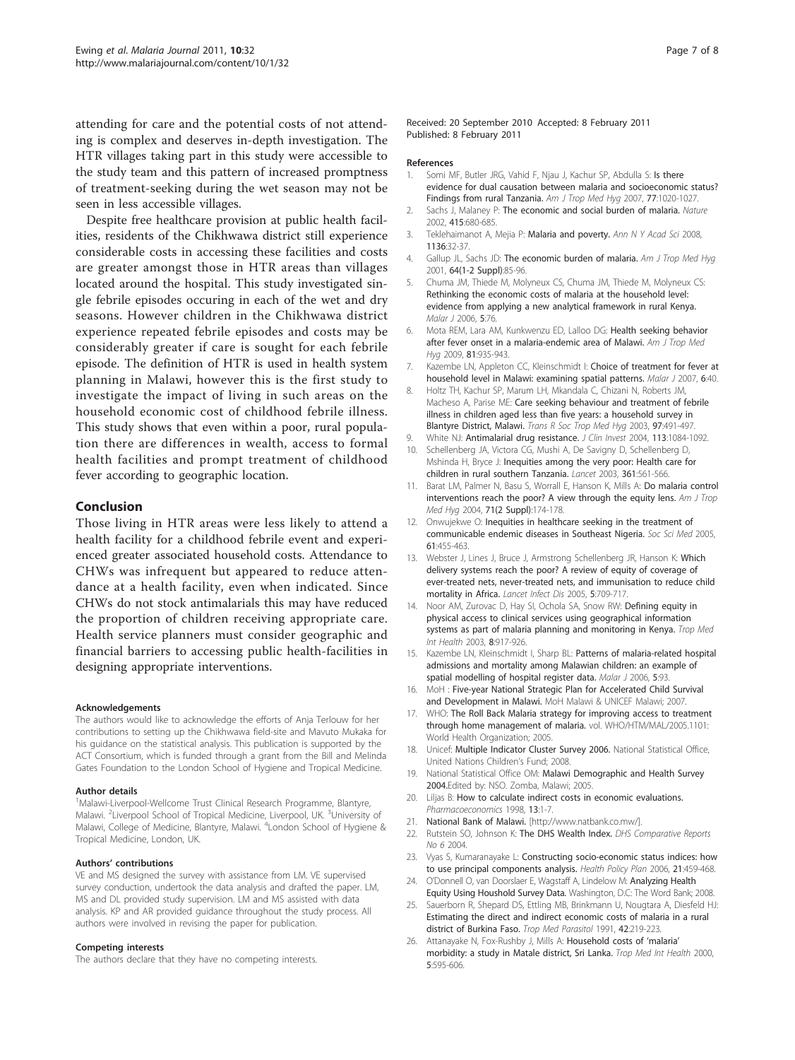attending for care and the potential costs of not attending is complex and deserves in-depth investigation. The HTR villages taking part in this study were accessible to the study team and this pattern of increased promptness of treatment-seeking during the wet season may not be seen in less accessible villages.

Despite free healthcare provision at public health facilities, residents of the Chikhwawa district still experience considerable costs in accessing these facilities and costs are greater amongst those in HTR areas than villages located around the hospital. This study investigated single febrile episodes occuring in each of the wet and dry seasons. However children in the Chikhwawa district experience repeated febrile episodes and costs may be considerably greater if care is sought for each febrile episode. The definition of HTR is used in health system planning in Malawi, however this is the first study to investigate the impact of living in such areas on the household economic cost of childhood febrile illness. This study shows that even within a poor, rural population there are differences in wealth, access to formal health facilities and prompt treatment of childhood fever according to geographic location.

## Conclusion

Those living in HTR areas were less likely to attend a health facility for a childhood febrile event and experienced greater associated household costs. Attendance to CHWs was infrequent but appeared to reduce attendance at a health facility, even when indicated. Since CHWs do not stock antimalarials this may have reduced the proportion of children receiving appropriate care. Health service planners must consider geographic and financial barriers to accessing public health-facilities in designing appropriate interventions.

#### Acknowledgements

The authors would like to acknowledge the efforts of Anja Terlouw for her contributions to setting up the Chikhwawa field-site and Mavuto Mukaka for his guidance on the statistical analysis. This publication is supported by the ACT Consortium, which is funded through a grant from the Bill and Melinda Gates Foundation to the London School of Hygiene and Tropical Medicine.

#### Author details

[1]Malawi-Liverpool-Wellcome Trust Clinical Research Programme, Blantyre, Malawi. [2]Liverpool School of Tropical Medicine, Liverpool, UK. [3]University of Malawi, College of Medicine, Blantyre, Malawi. [4]London School of Hygiene & Tropical Medicine, London, UK.

#### Authors' contributions

VE and MS designed the survey with assistance from LM. VE supervised survey conduction, undertook the data analysis and drafted the paper. LM, MS and DL provided study supervision. LM and MS assisted with data analysis. KP and AR provided guidance throughout the study process. All authors were involved in revising the paper for publication.

#### Competing interests

The authors declare that they have no competing interests.

Received: 20 September 2010 Accepted: 8 February 2011
Published: 8 February 2011

#### References

1. Somi MF, Butler JRG, Vahid F, Njau J, Kachur SP, Abdulla S: **Is there evidence for dual causation between malaria and socioeconomic status? Findings from rural Tanzania.** *Am J Trop Med Hyg* 2007, **77**:1020-1027.
2. Sachs J, Malaney P: **The economic and social burden of malaria.** *Nature* 2002, **415**:680-685.
3. Teklehaimanot A, Mejia P: **Malaria and poverty.** *Ann N Y Acad Sci* 2008, **1136**:32-37.
4. Gallup JL, Sachs JD: **The economic burden of malaria.** *Am J Trop Med Hyg* 2001, **64(1-2 Suppl)**:85-96.
5. Chuma JM, Thiede M, Molyneux CS, Chuma JM, Thiede M, Molyneux CS: **Rethinking the economic costs of malaria at the household level: evidence from applying a new analytical framework in rural Kenya.** *Malar J* 2006, **5**:76.
6. Mota REM, Lara AM, Kunkwenzu ED, Lalloo DG: **Health seeking behavior after fever onset in a malaria-endemic area of Malawi.** *Am J Trop Med Hyg* 2009, **81**:935-943.
7. Kazembe LN, Appleton CC, Kleinschmidt I: **Choice of treatment for fever at household level in Malawi: examining spatial patterns.** *Malar J* 2007, **6**:40.
8. Holtz TH, Kachur SP, Marum LH, Mkandala C, Chizani N, Roberts JM, Macheso A, Parise ME: **Care seeking behaviour and treatment of febrile illness in children aged less than five years: a household survey in Blantyre District, Malawi.** *Trans R Soc Trop Med Hyg* 2003, **97**:491-497.
9. White NJ: **Antimalarial drug resistance.** *J Clin Invest* 2004, **113**:1084-1092.
10. Schellenberg JA, Victora CG, Mushi A, De Savigny D, Schellenberg D, Mshinda H, Bryce J: **Inequities among the very poor: Health care for children in rural southern Tanzania.** *Lancet* 2003, **361**:561-566.
11. Barat LM, Palmer N, Basu S, Worrall E, Hanson K, Mills A: **Do malaria control interventions reach the poor? A view through the equity lens.** *Am J Trop Med Hyg* 2004, **71(2 Suppl)**:174-178.
12. Onwujekwe O: **Inequities in healthcare seeking in the treatment of communicable endemic diseases in Southeast Nigeria.** *Soc Sci Med* 2005, **61**:455-463.
13. Webster J, Lines J, Bruce J, Armstrong Schellenberg JR, Hanson K: **Which delivery systems reach the poor? A review of equity of coverage of ever-treated nets, never-treated nets, and immunisation to reduce child mortality in Africa.** *Lancet Infect Dis* 2005, **5**:709-717.
14. Noor AM, Zurovac D, Hay SI, Ochola SA, Snow RW: **Defining equity in physical access to clinical services using geographical information systems as part of malaria planning and monitoring in Kenya.** *Trop Med Int Health* 2003, **8**:917-926.
15. Kazembe LN, Kleinschmidt I, Sharp BL: **Patterns of malaria-related hospital admissions and mortality among Malawian children: an example of spatial modelling of hospital register data.** *Malar J* 2006, **5**:93.
16. MoH : **Five-year National Strategic Plan for Accelerated Child Survival and Development in Malawi.** MoH Malawi & UNICEF Malawi; 2007.
17. WHO: **The Roll Back Malaria strategy for improving access to treatment through home management of malaria.** vol. WHO/HTM/MAL/2005.1101: World Health Organization; 2005.
18. Unicef: **Multiple Indicator Cluster Survey 2006.** National Statistical Office, United Nations Children's Fund; 2008.
19. National Statistical Office OM: **Malawi Demographic and Health Survey 2004.**Edited by: NSO. Zomba, Malawi; 2005.
20. Liljas B: **How to calculate indirect costs in economic evaluations.** *Pharmacoeconomics* 1998, **13**:1-7.
21. **National Bank of Malawi.** [http://www.natbank.co.mw/].
22. Rutstein SO, Johnson K: **The DHS Wealth Index.** *DHS Comparative Reports No 6* 2004.
23. Vyas S, Kumaranayake L: **Constructing socio-economic status indices: how to use principal components analysis.** *Health Policy Plan* 2006, **21**:459-468.
24. O'Donnell O, van Doorslaer E, Wagstaff A, Lindelow M: **Analyzing Health Equity Using Houshold Survey Data.** Washington, D.C: The Word Bank; 2008.
25. Sauerborn R, Shepard DS, Ettling MB, Brinkmann U, Nougtara A, Diesfeld HJ: **Estimating the direct and indirect economic costs of malaria in a rural district of Burkina Faso.** *Trop Med Parasitol* 1991, **42**:219-223.
26. Attanayake N, Fox-Rushby J, Mills A: **Household costs of 'malaria' morbidity: a study in Matale district, Sri Lanka.** *Trop Med Int Health* 2000, **5**:595-606.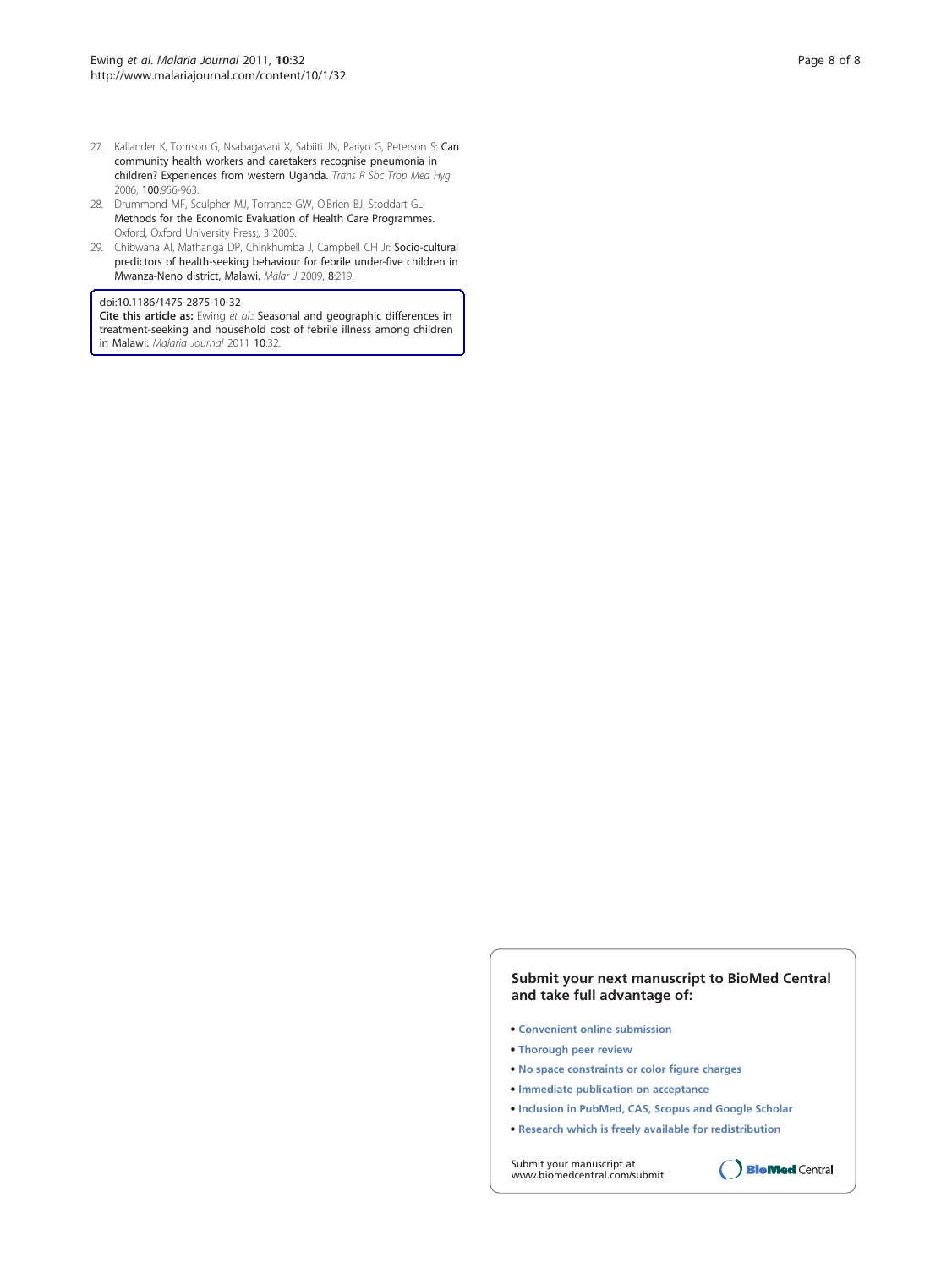27. Kallander K, Tomson G, Nsabagasani X, Sabiiti JN, Pariyo G, Peterson S: **Can community health workers and caretakers recognise pneumonia in children? Experiences from western Uganda.** *Trans R Soc Trop Med Hyg* 2006, **100**:956-963.
28. Drummond MF, Sculpher MJ, Torrance GW, O'Brien BJ, Stoddart GL: **Methods for the Economic Evaluation of Health Care Programmes.** Oxford, Oxford University Press;, 3 2005.
29. Chibwana AI, Mathanga DP, Chinkhumba J, Campbell CH Jr: **Socio-cultural predictors of health-seeking behaviour for febrile under-five children in Mwanza-Neno district, Malawi.** *Malar J* 2009, **8**:219.

doi:10.1186/1475-2875-10-32
**Cite this article as:** Ewing *et al.*: Seasonal and geographic differences in treatment-seeking and household cost of febrile illness among children in Malawi. *Malaria Journal* 2011 **10**:32.

**Submit your next manuscript to BioMed Central and take full advantage of:**

- **Convenient online submission**
- **Thorough peer review**
- **No space constraints or color figure charges**
- **Immediate publication on acceptance**
- **Inclusion in PubMed, CAS, Scopus and Google Scholar**
- **Research which is freely available for redistribution**

Submit your manuscript at
www.biomedcentral.com/submit

BioMed Central